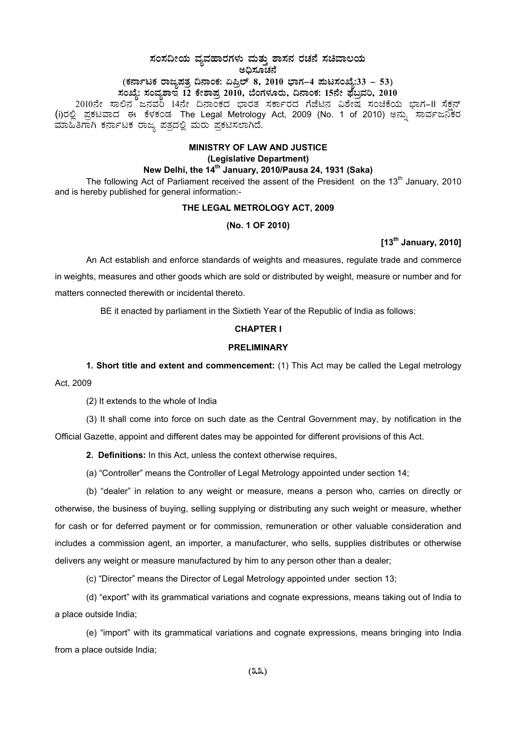# ಸಂಸದೀಯ ವ್ಯವಹಾರಗಳು ಮತ್ತು ಶಾಸನ ರಚನೆ ಸಚಿವಾಲಯ

## ಅಧಿಸೂಚನೆ

**(ಕರ್ನಾಟಕ ರಾಜ್ಯಪತ್ರ ದಿನಾಂಕ: ಏಪ್ರಿಲ್ 8, 2010 ಭಾಗ–4 ಪುಟಸಂಖ್ಯೆ:33 – 53)**

**ಸಂಖ್ಯೆ: ಸಂವ್ಯಶಾಇ 12 ಕೇಶಾಪ್ರ 2010, ಬೆಂಗಳೂರು, ದಿನಾಂಕ: 15ನೇ ಫೆಬ್ರವರಿ, 2010**

2010ನೇ ಸಾಲಿನ ಜನವರಿ 14ನೇ ದಿನಾಂಕದ ಭಾರತ ಸರ್ಕಾರದ ಗೆಜೆಟಿನ ವಿಶೇಷ ಸಂಚಿಕೆಯ ಭಾಗ–II ಸೆಕ್ಷನ್ (i)ರಲ್ಲಿ ಪ್ರಕಟವಾದ ಈ ಕೆಳಕಂಡ The Legal Metrology Act, 2009 (No. 1 of 2010) ಅನ್ನು ಸಾರ್ವಜನಿಕರ ಮಾಹಿತಿಗಾಗಿ ಕರ್ನಾಟಕ ರಾಜ್ಯ ಪತ್ರದಲ್ಲಿ ಮರು ಪ್ರಕಟಿಸಲಾಗಿದೆ.

**MINISTRY OF LAW AND JUSTICE**

**(Legislative Department)**

**New Delhi, the 14th January, 2010/Pausa 24, 1931 (Saka)**

The following Act of Parliament received the assent of the President on the 13th January, 2010 and is hereby published for general information:-

**THE LEGAL METROLOGY ACT, 2009**

**(No. 1 OF 2010)**

**[13th January, 2010]**

An Act establish and enforce standards of weights and measures, regulate trade and commerce in weights, measures and other goods which are sold or distributed by weight, measure or number and for matters connected therewith or incidental thereto.

BE it enacted by parliament in the Sixtieth Year of the Republic of India as follows:

## CHAPTER I

## PRELIMINARY

**1. Short title and extent and commencement:** (1) This Act may be called the Legal metrology Act, 2009

(2) It extends to the whole of India

(3) It shall come into force on such date as the Central Government may, by notification in the Official Gazette, appoint and different dates may be appointed for different provisions of this Act.

**2. Definitions:** In this Act, unless the context otherwise requires,

(a) "Controller" means the Controller of Legal Metrology appointed under section 14;

(b) "dealer" in relation to any weight or measure, means a person who, carries on directly or otherwise, the business of buying, selling supplying or distributing any such weight or measure, whether for cash or for deferred payment or for commission, remuneration or other valuable consideration and includes a commission agent, an importer, a manufacturer, who sells, supplies distributes or otherwise delivers any weight or measure manufactured by him to any person other than a dealer;

(c) "Director" means the Director of Legal Metrology appointed under section 13;

(d) "export" with its grammatical variations and cognate expressions, means taking out of India to a place outside India;

(e) "import" with its grammatical variations and cognate expressions, means bringing into India from a place outside India;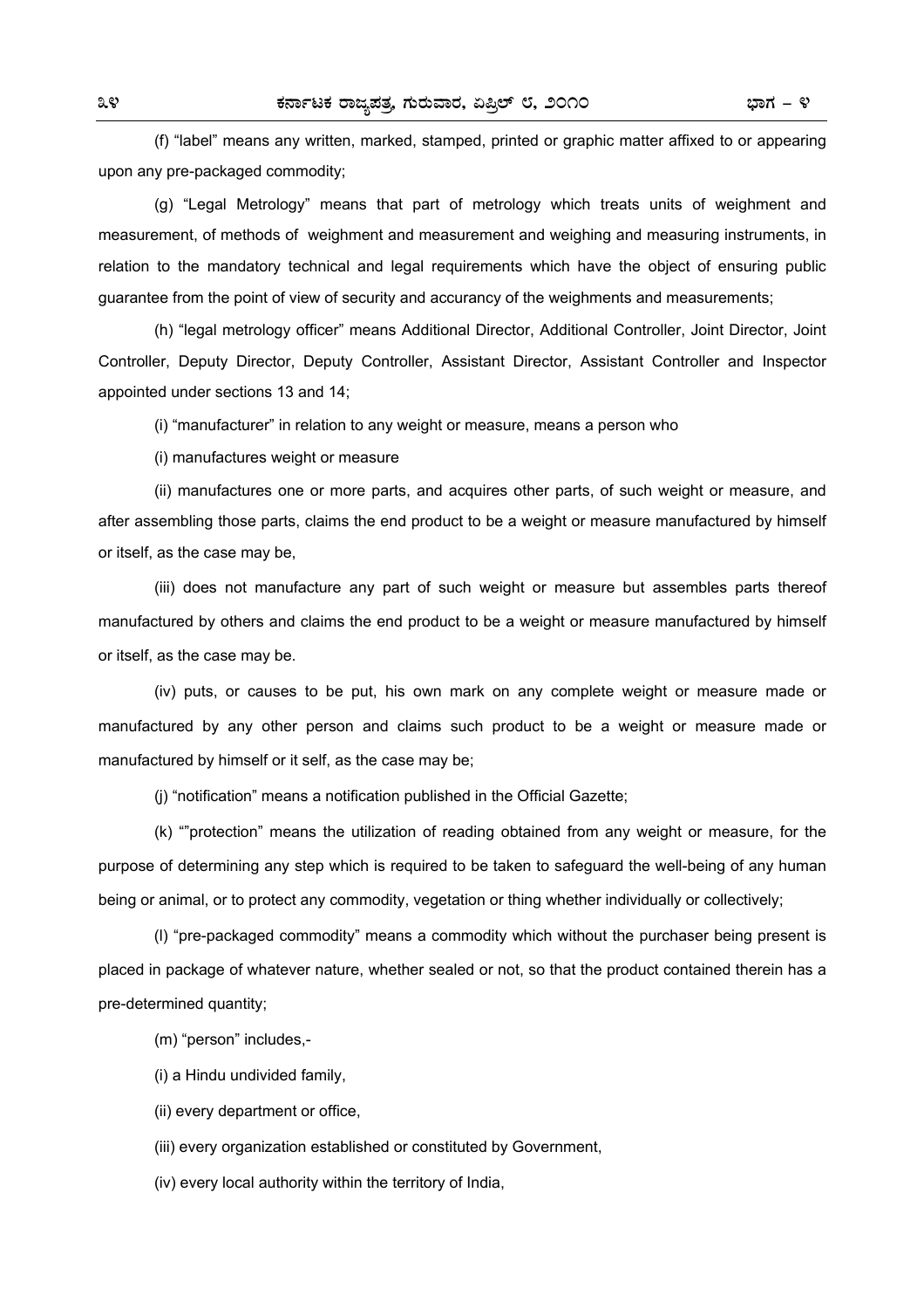(f) "label" means any written, marked, stamped, printed or graphic matter affixed to or appearing upon any pre-packaged commodity;

(g) "Legal Metrology" means that part of metrology which treats units of weighment and measurement, of methods of weighment and measurement and weighing and measuring instruments, in relation to the mandatory technical and legal requirements which have the object of ensuring public guarantee from the point of view of security and accurancy of the weighments and measurements;

(h) "legal metrology officer" means Additional Director, Additional Controller, Joint Director, Joint Controller, Deputy Director, Deputy Controller, Assistant Director, Assistant Controller and Inspector appointed under sections 13 and 14;

(i) "manufacturer" in relation to any weight or measure, means a person who

(i) manufactures weight or measure

(ii) manufactures one or more parts, and acquires other parts, of such weight or measure, and after assembling those parts, claims the end product to be a weight or measure manufactured by himself or itself, as the case may be,

(iii) does not manufacture any part of such weight or measure but assembles parts thereof manufactured by others and claims the end product to be a weight or measure manufactured by himself or itself, as the case may be.

(iv) puts, or causes to be put, his own mark on any complete weight or measure made or manufactured by any other person and claims such product to be a weight or measure made or manufactured by himself or it self, as the case may be;

(j) "notification" means a notification published in the Official Gazette;

(k) ""protection" means the utilization of reading obtained from any weight or measure, for the purpose of determining any step which is required to be taken to safeguard the well-being of any human being or animal, or to protect any commodity, vegetation or thing whether individually or collectively;

(l) "pre-packaged commodity" means a commodity which without the purchaser being present is placed in package of whatever nature, whether sealed or not, so that the product contained therein has a pre-determined quantity;

(m) "person" includes,-

(i) a Hindu undivided family,

(ii) every department or office,

(iii) every organization established or constituted by Government,

(iv) every local authority within the territory of India,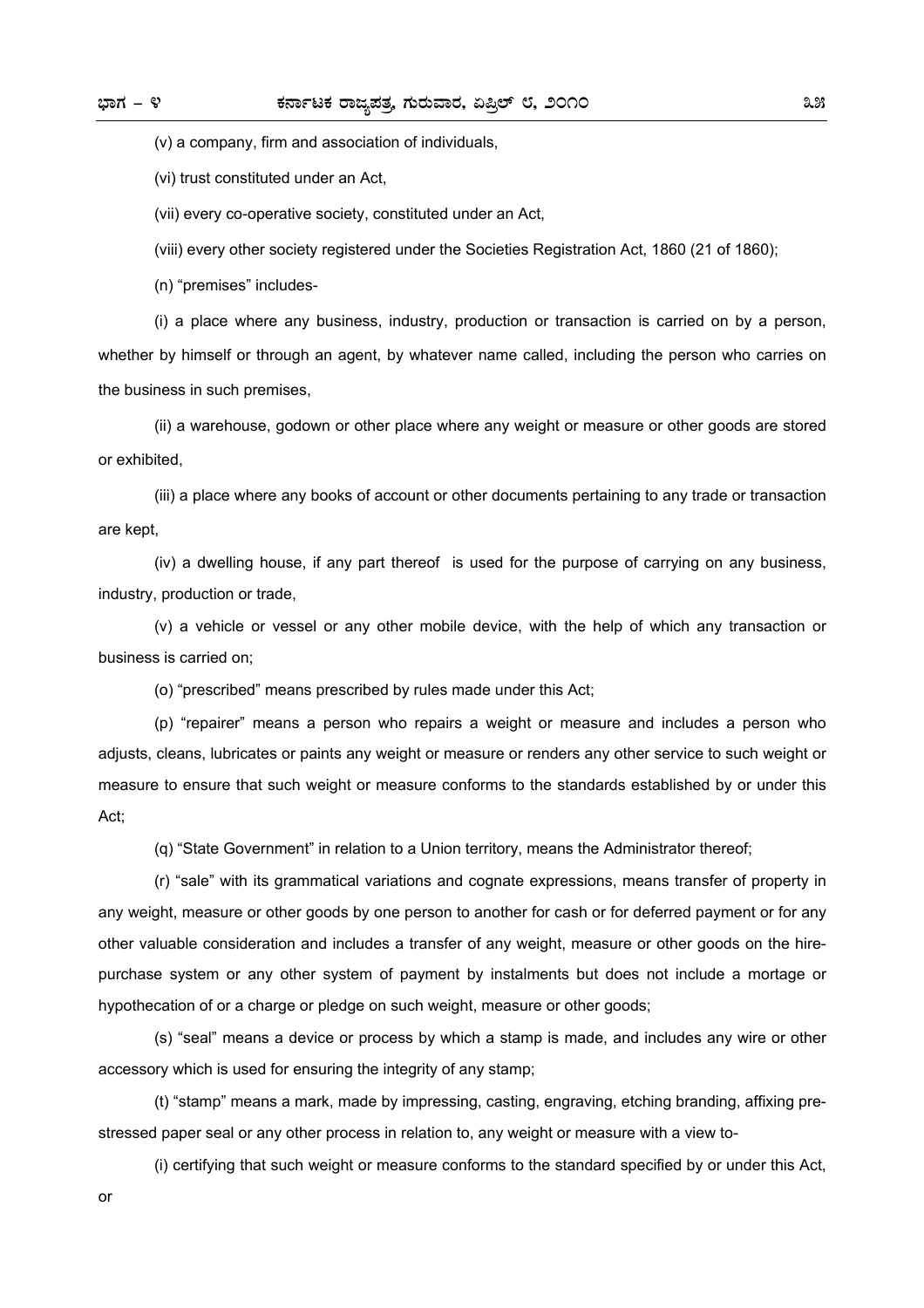(v) a company, firm and association of individuals,

(vi) trust constituted under an Act,

(vii) every co-operative society, constituted under an Act,

(viii) every other society registered under the Societies Registration Act, 1860 (21 of 1860);

(n) "premises" includes-

(i) a place where any business, industry, production or transaction is carried on by a person, whether by himself or through an agent, by whatever name called, including the person who carries on the business in such premises,

(ii) a warehouse, godown or other place where any weight or measure or other goods are stored or exhibited,

(iii) a place where any books of account or other documents pertaining to any trade or transaction are kept,

(iv) a dwelling house, if any part thereof is used for the purpose of carrying on any business, industry, production or trade,

(v) a vehicle or vessel or any other mobile device, with the help of which any transaction or business is carried on;

(o) "prescribed" means prescribed by rules made under this Act;

(p) "repairer" means a person who repairs a weight or measure and includes a person who adjusts, cleans, lubricates or paints any weight or measure or renders any other service to such weight or measure to ensure that such weight or measure conforms to the standards established by or under this Act;

(q) "State Government" in relation to a Union territory, means the Administrator thereof;

(r) "sale" with its grammatical variations and cognate expressions, means transfer of property in any weight, measure or other goods by one person to another for cash or for deferred payment or for any other valuable consideration and includes a transfer of any weight, measure or other goods on the hire-purchase system or any other system of payment by instalments but does not include a mortage or hypothecation of or a charge or pledge on such weight, measure or other goods;

(s) "seal" means a device or process by which a stamp is made, and includes any wire or other accessory which is used for ensuring the integrity of any stamp;

(t) "stamp" means a mark, made by impressing, casting, engraving, etching branding, affixing pre-stressed paper seal or any other process in relation to, any weight or measure with a view to-

(i) certifying that such weight or measure conforms to the standard specified by or under this Act, or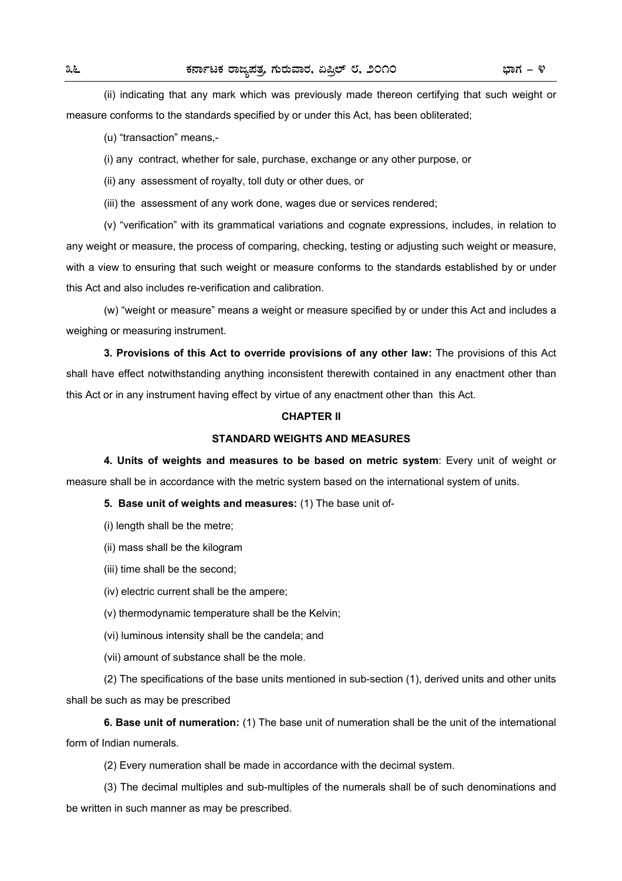(ii) indicating that any mark which was previously made thereon certifying that such weight or measure conforms to the standards specified by or under this Act, has been obliterated;

(u) "transaction" means,-

(i) any contract, whether for sale, purchase, exchange or any other purpose, or

(ii) any assessment of royalty, toll duty or other dues, or

(iii) the assessment of any work done, wages due or services rendered;

(v) "verification" with its grammatical variations and cognate expressions, includes, in relation to any weight or measure, the process of comparing, checking, testing or adjusting such weight or measure, with a view to ensuring that such weight or measure conforms to the standards established by or under this Act and also includes re-verification and calibration.

(w) "weight or measure" means a weight or measure specified by or under this Act and includes a weighing or measuring instrument.

**3. Provisions of this Act to override provisions of any other law:** The provisions of this Act shall have effect notwithstanding anything inconsistent therewith contained in any enactment other than this Act or in any instrument having effect by virtue of any enactment other than this Act.

## CHAPTER II

## STANDARD WEIGHTS AND MEASURES

**4. Units of weights and measures to be based on metric system**: Every unit of weight or measure shall be in accordance with the metric system based on the international system of units.

**5. Base unit of weights and measures:** (1) The base unit of-

(i) length shall be the metre;

(ii) mass shall be the kilogram

(iii) time shall be the second;

(iv) electric current shall be the ampere;

(v) thermodynamic temperature shall be the Kelvin;

(vi) luminous intensity shall be the candela; and

(vii) amount of substance shall be the mole.

(2) The specifications of the base units mentioned in sub-section (1), derived units and other units shall be such as may be prescribed

**6. Base unit of numeration:** (1) The base unit of numeration shall be the unit of the international form of Indian numerals.

(2) Every numeration shall be made in accordance with the decimal system.

(3) The decimal multiples and sub-multiples of the numerals shall be of such denominations and be written in such manner as may be prescribed.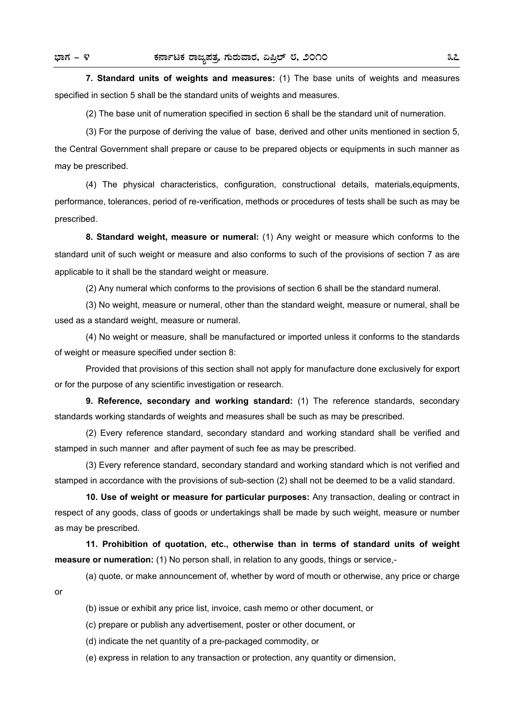**7. Standard units of weights and measures:** (1) The base units of weights and measures specified in section 5 shall be the standard units of weights and measures.

(2) The base unit of numeration specified in section 6 shall be the standard unit of numeration.

(3) For the purpose of deriving the value of base, derived and other units mentioned in section 5, the Central Government shall prepare or cause to be prepared objects or equipments in such manner as may be prescribed.

(4) The physical characteristics, configuration, constructional details, materials,equipments, performance, tolerances, period of re-verification, methods or procedures of tests shall be such as may be prescribed.

**8. Standard weight, measure or numeral:** (1) Any weight or measure which conforms to the standard unit of such weight or measure and also conforms to such of the provisions of section 7 as are applicable to it shall be the standard weight or measure.

(2) Any numeral which conforms to the provisions of section 6 shall be the standard numeral.

(3) No weight, measure or numeral, other than the standard weight, measure or numeral, shall be used as a standard weight, measure or numeral.

(4) No weight or measure, shall be manufactured or imported unless it conforms to the standards of weight or measure specified under section 8:

Provided that provisions of this section shall not apply for manufacture done exclusively for export or for the purpose of any scientific investigation or research.

**9. Reference, secondary and working standard:** (1) The reference standards, secondary standards working standards of weights and measures shall be such as may be prescribed.

(2) Every reference standard, secondary standard and working standard shall be verified and stamped in such manner and after payment of such fee as may be prescribed.

(3) Every reference standard, secondary standard and working standard which is not verified and stamped in accordance with the provisions of sub-section (2) shall not be deemed to be a valid standard.

**10. Use of weight or measure for particular purposes:** Any transaction, dealing or contract in respect of any goods, class of goods or undertakings shall be made by such weight, measure or number as may be prescribed.

**11. Prohibition of quotation, etc., otherwise than in terms of standard units of weight measure or numeration:** (1) No person shall, in relation to any goods, things or service,-

(a) quote, or make announcement of, whether by word of mouth or otherwise, any price or charge or

(b) issue or exhibit any price list, invoice, cash memo or other document, or

(c) prepare or publish any advertisement, poster or other document, or

(d) indicate the net quantity of a pre-packaged commodity, or

(e) express in relation to any transaction or protection, any quantity or dimension,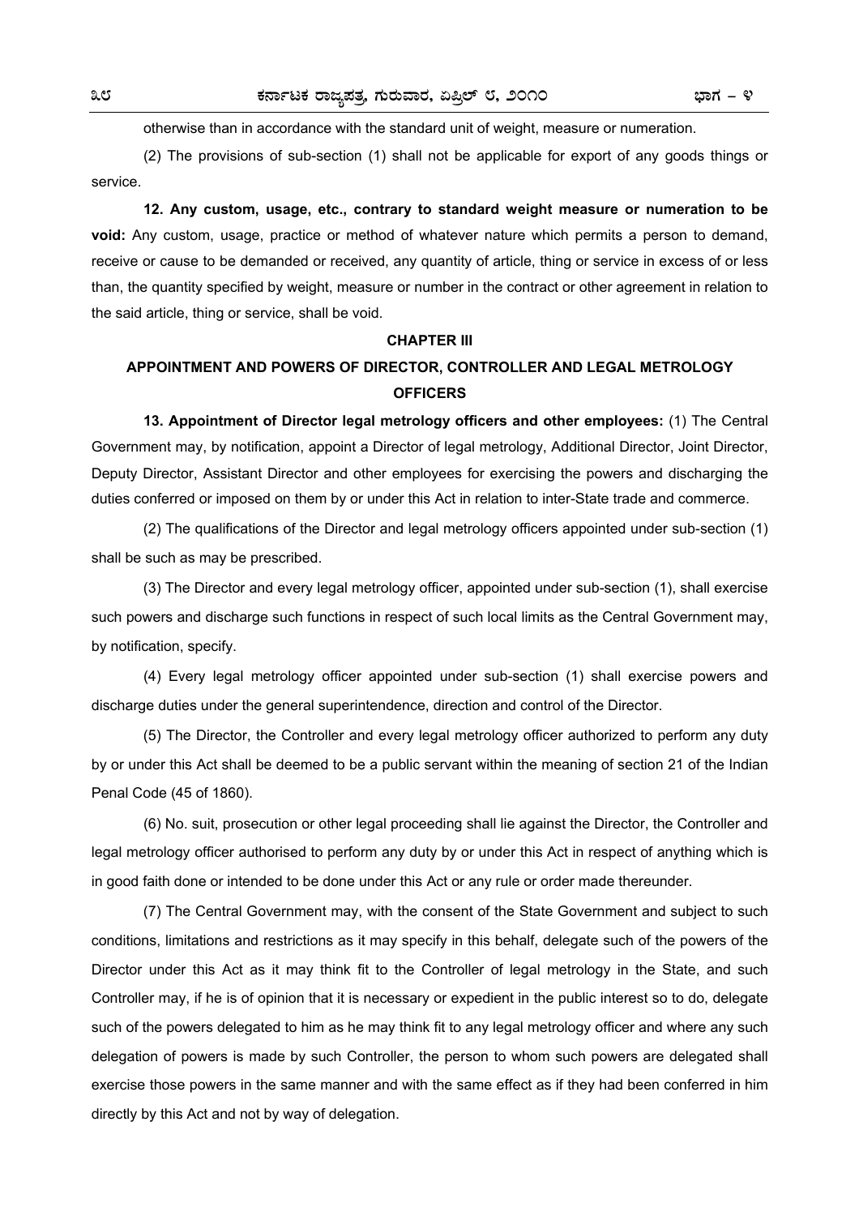otherwise than in accordance with the standard unit of weight, measure or numeration.

(2) The provisions of sub-section (1) shall not be applicable for export of any goods things or service.

**12. Any custom, usage, etc., contrary to standard weight measure or numeration to be void:** Any custom, usage, practice or method of whatever nature which permits a person to demand, receive or cause to be demanded or received, any quantity of article, thing or service in excess of or less than, the quantity specified by weight, measure or number in the contract or other agreement in relation to the said article, thing or service, shall be void.

## CHAPTER III

## APPOINTMENT AND POWERS OF DIRECTOR, CONTROLLER AND LEGAL METROLOGY OFFICERS

**13. Appointment of Director legal metrology officers and other employees:** (1) The Central Government may, by notification, appoint a Director of legal metrology, Additional Director, Joint Director, Deputy Director, Assistant Director and other employees for exercising the powers and discharging the duties conferred or imposed on them by or under this Act in relation to inter-State trade and commerce.

(2) The qualifications of the Director and legal metrology officers appointed under sub-section (1) shall be such as may be prescribed.

(3) The Director and every legal metrology officer, appointed under sub-section (1), shall exercise such powers and discharge such functions in respect of such local limits as the Central Government may, by notification, specify.

(4) Every legal metrology officer appointed under sub-section (1) shall exercise powers and discharge duties under the general superintendence, direction and control of the Director.

(5) The Director, the Controller and every legal metrology officer authorized to perform any duty by or under this Act shall be deemed to be a public servant within the meaning of section 21 of the Indian Penal Code (45 of 1860).

(6) No. suit, prosecution or other legal proceeding shall lie against the Director, the Controller and legal metrology officer authorised to perform any duty by or under this Act in respect of anything which is in good faith done or intended to be done under this Act or any rule or order made thereunder.

(7) The Central Government may, with the consent of the State Government and subject to such conditions, limitations and restrictions as it may specify in this behalf, delegate such of the powers of the Director under this Act as it may think fit to the Controller of legal metrology in the State, and such Controller may, if he is of opinion that it is necessary or expedient in the public interest so to do, delegate such of the powers delegated to him as he may think fit to any legal metrology officer and where any such delegation of powers is made by such Controller, the person to whom such powers are delegated shall exercise those powers in the same manner and with the same effect as if they had been conferred in him directly by this Act and not by way of delegation.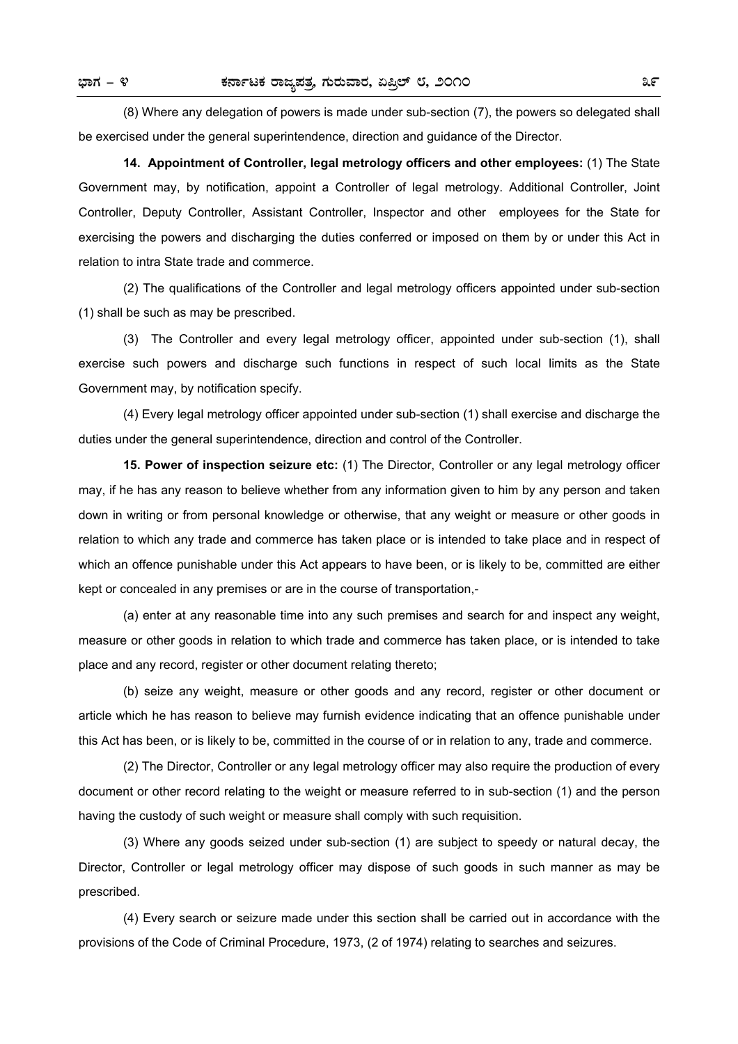(8) Where any delegation of powers is made under sub-section (7), the powers so delegated shall be exercised under the general superintendence, direction and guidance of the Director.

**14. Appointment of Controller, legal metrology officers and other employees:** (1) The State Government may, by notification, appoint a Controller of legal metrology. Additional Controller, Joint Controller, Deputy Controller, Assistant Controller, Inspector and other employees for the State for exercising the powers and discharging the duties conferred or imposed on them by or under this Act in relation to intra State trade and commerce.

(2) The qualifications of the Controller and legal metrology officers appointed under sub-section (1) shall be such as may be prescribed.

(3) The Controller and every legal metrology officer, appointed under sub-section (1), shall exercise such powers and discharge such functions in respect of such local limits as the State Government may, by notification specify.

(4) Every legal metrology officer appointed under sub-section (1) shall exercise and discharge the duties under the general superintendence, direction and control of the Controller.

**15. Power of inspection seizure etc:** (1) The Director, Controller or any legal metrology officer may, if he has any reason to believe whether from any information given to him by any person and taken down in writing or from personal knowledge or otherwise, that any weight or measure or other goods in relation to which any trade and commerce has taken place or is intended to take place and in respect of which an offence punishable under this Act appears to have been, or is likely to be, committed are either kept or concealed in any premises or are in the course of transportation,-

(a) enter at any reasonable time into any such premises and search for and inspect any weight, measure or other goods in relation to which trade and commerce has taken place, or is intended to take place and any record, register or other document relating thereto;

(b) seize any weight, measure or other goods and any record, register or other document or article which he has reason to believe may furnish evidence indicating that an offence punishable under this Act has been, or is likely to be, committed in the course of or in relation to any, trade and commerce.

(2) The Director, Controller or any legal metrology officer may also require the production of every document or other record relating to the weight or measure referred to in sub-section (1) and the person having the custody of such weight or measure shall comply with such requisition.

(3) Where any goods seized under sub-section (1) are subject to speedy or natural decay, the Director, Controller or legal metrology officer may dispose of such goods in such manner as may be prescribed.

(4) Every search or seizure made under this section shall be carried out in accordance with the provisions of the Code of Criminal Procedure, 1973, (2 of 1974) relating to searches and seizures.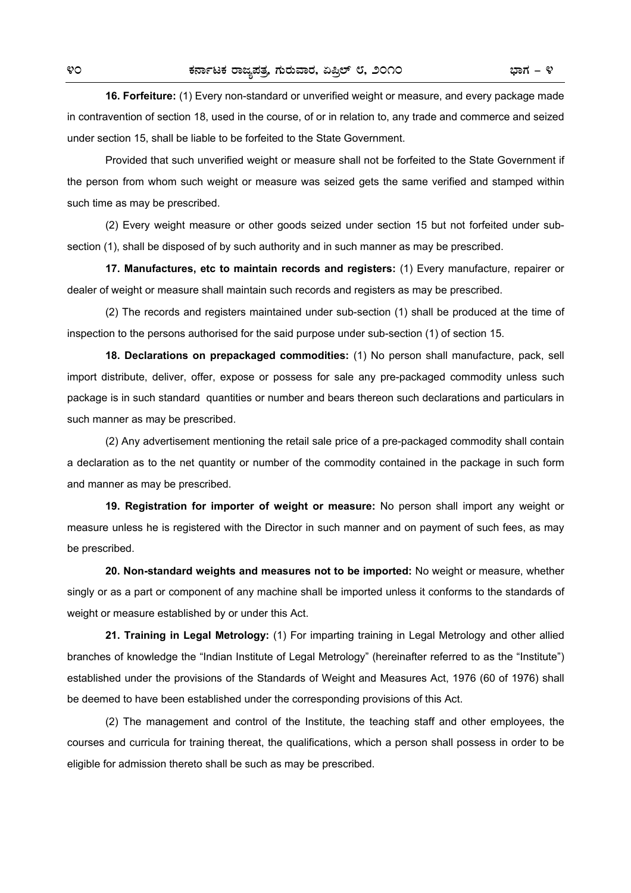**16. Forfeiture:** (1) Every non-standard or unverified weight or measure, and every package made in contravention of section 18, used in the course, of or in relation to, any trade and commerce and seized under section 15, shall be liable to be forfeited to the State Government.

Provided that such unverified weight or measure shall not be forfeited to the State Government if the person from whom such weight or measure was seized gets the same verified and stamped within such time as may be prescribed.

(2) Every weight measure or other goods seized under section 15 but not forfeited under sub-section (1), shall be disposed of by such authority and in such manner as may be prescribed.

**17. Manufactures, etc to maintain records and registers:** (1) Every manufacture, repairer or dealer of weight or measure shall maintain such records and registers as may be prescribed.

(2) The records and registers maintained under sub-section (1) shall be produced at the time of inspection to the persons authorised for the said purpose under sub-section (1) of section 15.

**18. Declarations on prepackaged commodities:** (1) No person shall manufacture, pack, sell import distribute, deliver, offer, expose or possess for sale any pre-packaged commodity unless such package is in such standard quantities or number and bears thereon such declarations and particulars in such manner as may be prescribed.

(2) Any advertisement mentioning the retail sale price of a pre-packaged commodity shall contain a declaration as to the net quantity or number of the commodity contained in the package in such form and manner as may be prescribed.

**19. Registration for importer of weight or measure:** No person shall import any weight or measure unless he is registered with the Director in such manner and on payment of such fees, as may be prescribed.

**20. Non-standard weights and measures not to be imported:** No weight or measure, whether singly or as a part or component of any machine shall be imported unless it conforms to the standards of weight or measure established by or under this Act.

**21. Training in Legal Metrology:** (1) For imparting training in Legal Metrology and other allied branches of knowledge the "Indian Institute of Legal Metrology" (hereinafter referred to as the "Institute") established under the provisions of the Standards of Weight and Measures Act, 1976 (60 of 1976) shall be deemed to have been established under the corresponding provisions of this Act.

(2) The management and control of the Institute, the teaching staff and other employees, the courses and curricula for training thereat, the qualifications, which a person shall possess in order to be eligible for admission thereto shall be such as may be prescribed.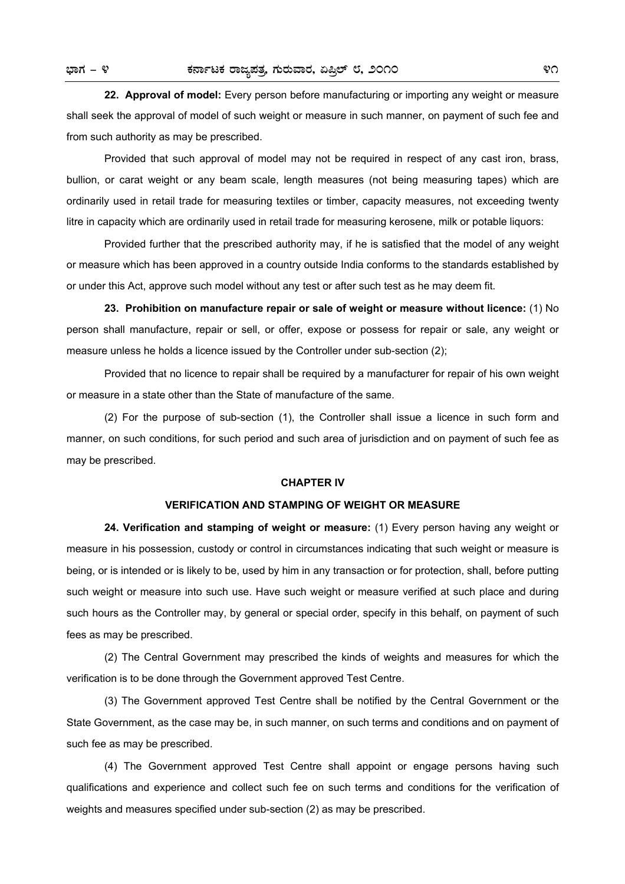**22. Approval of model:** Every person before manufacturing or importing any weight or measure shall seek the approval of model of such weight or measure in such manner, on payment of such fee and from such authority as may be prescribed.

Provided that such approval of model may not be required in respect of any cast iron, brass, bullion, or carat weight or any beam scale, length measures (not being measuring tapes) which are ordinarily used in retail trade for measuring textiles or timber, capacity measures, not exceeding twenty litre in capacity which are ordinarily used in retail trade for measuring kerosene, milk or potable liquors:

Provided further that the prescribed authority may, if he is satisfied that the model of any weight or measure which has been approved in a country outside India conforms to the standards established by or under this Act, approve such model without any test or after such test as he may deem fit.

**23. Prohibition on manufacture repair or sale of weight or measure without licence:** (1) No person shall manufacture, repair or sell, or offer, expose or possess for repair or sale, any weight or measure unless he holds a licence issued by the Controller under sub-section (2);

Provided that no licence to repair shall be required by a manufacturer for repair of his own weight or measure in a state other than the State of manufacture of the same.

(2) For the purpose of sub-section (1), the Controller shall issue a licence in such form and manner, on such conditions, for such period and such area of jurisdiction and on payment of such fee as may be prescribed.

## CHAPTER IV

## VERIFICATION AND STAMPING OF WEIGHT OR MEASURE

**24. Verification and stamping of weight or measure:** (1) Every person having any weight or measure in his possession, custody or control in circumstances indicating that such weight or measure is being, or is intended or is likely to be, used by him in any transaction or for protection, shall, before putting such weight or measure into such use. Have such weight or measure verified at such place and during such hours as the Controller may, by general or special order, specify in this behalf, on payment of such fees as may be prescribed.

(2) The Central Government may prescribed the kinds of weights and measures for which the verification is to be done through the Government approved Test Centre.

(3) The Government approved Test Centre shall be notified by the Central Government or the State Government, as the case may be, in such manner, on such terms and conditions and on payment of such fee as may be prescribed.

(4) The Government approved Test Centre shall appoint or engage persons having such qualifications and experience and collect such fee on such terms and conditions for the verification of weights and measures specified under sub-section (2) as may be prescribed.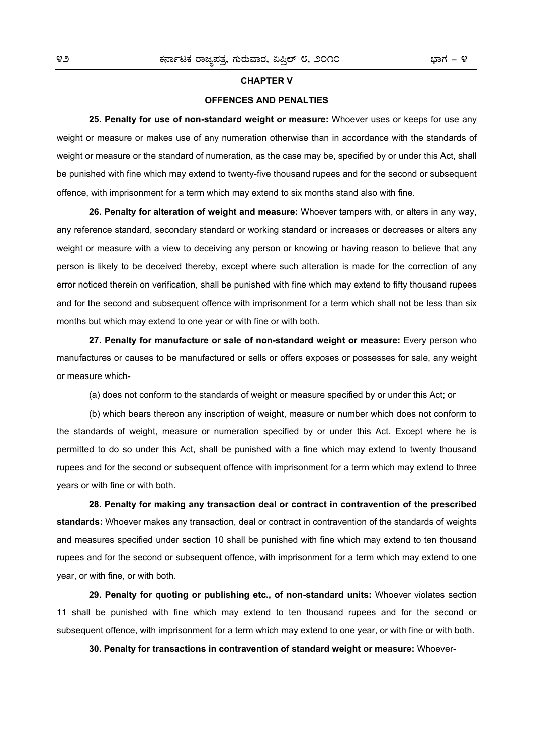## CHAPTER V

## OFFENCES AND PENALTIES

**25. Penalty for use of non-standard weight or measure:** Whoever uses or keeps for use any weight or measure or makes use of any numeration otherwise than in accordance with the standards of weight or measure or the standard of numeration, as the case may be, specified by or under this Act, shall be punished with fine which may extend to twenty-five thousand rupees and for the second or subsequent offence, with imprisonment for a term which may extend to six months stand also with fine.

**26. Penalty for alteration of weight and measure:** Whoever tampers with, or alters in any way, any reference standard, secondary standard or working standard or increases or decreases or alters any weight or measure with a view to deceiving any person or knowing or having reason to believe that any person is likely to be deceived thereby, except where such alteration is made for the correction of any error noticed therein on verification, shall be punished with fine which may extend to fifty thousand rupees and for the second and subsequent offence with imprisonment for a term which shall not be less than six months but which may extend to one year or with fine or with both.

**27. Penalty for manufacture or sale of non-standard weight or measure:** Every person who manufactures or causes to be manufactured or sells or offers exposes or possesses for sale, any weight or measure which-

(a) does not conform to the standards of weight or measure specified by or under this Act; or

(b) which bears thereon any inscription of weight, measure or number which does not conform to the standards of weight, measure or numeration specified by or under this Act. Except where he is permitted to do so under this Act, shall be punished with a fine which may extend to twenty thousand rupees and for the second or subsequent offence with imprisonment for a term which may extend to three years or with fine or with both.

**28. Penalty for making any transaction deal or contract in contravention of the prescribed standards:** Whoever makes any transaction, deal or contract in contravention of the standards of weights and measures specified under section 10 shall be punished with fine which may extend to ten thousand rupees and for the second or subsequent offence, with imprisonment for a term which may extend to one year, or with fine, or with both.

**29. Penalty for quoting or publishing etc., of non-standard units:** Whoever violates section 11 shall be punished with fine which may extend to ten thousand rupees and for the second or subsequent offence, with imprisonment for a term which may extend to one year, or with fine or with both.

**30. Penalty for transactions in contravention of standard weight or measure:** Whoever-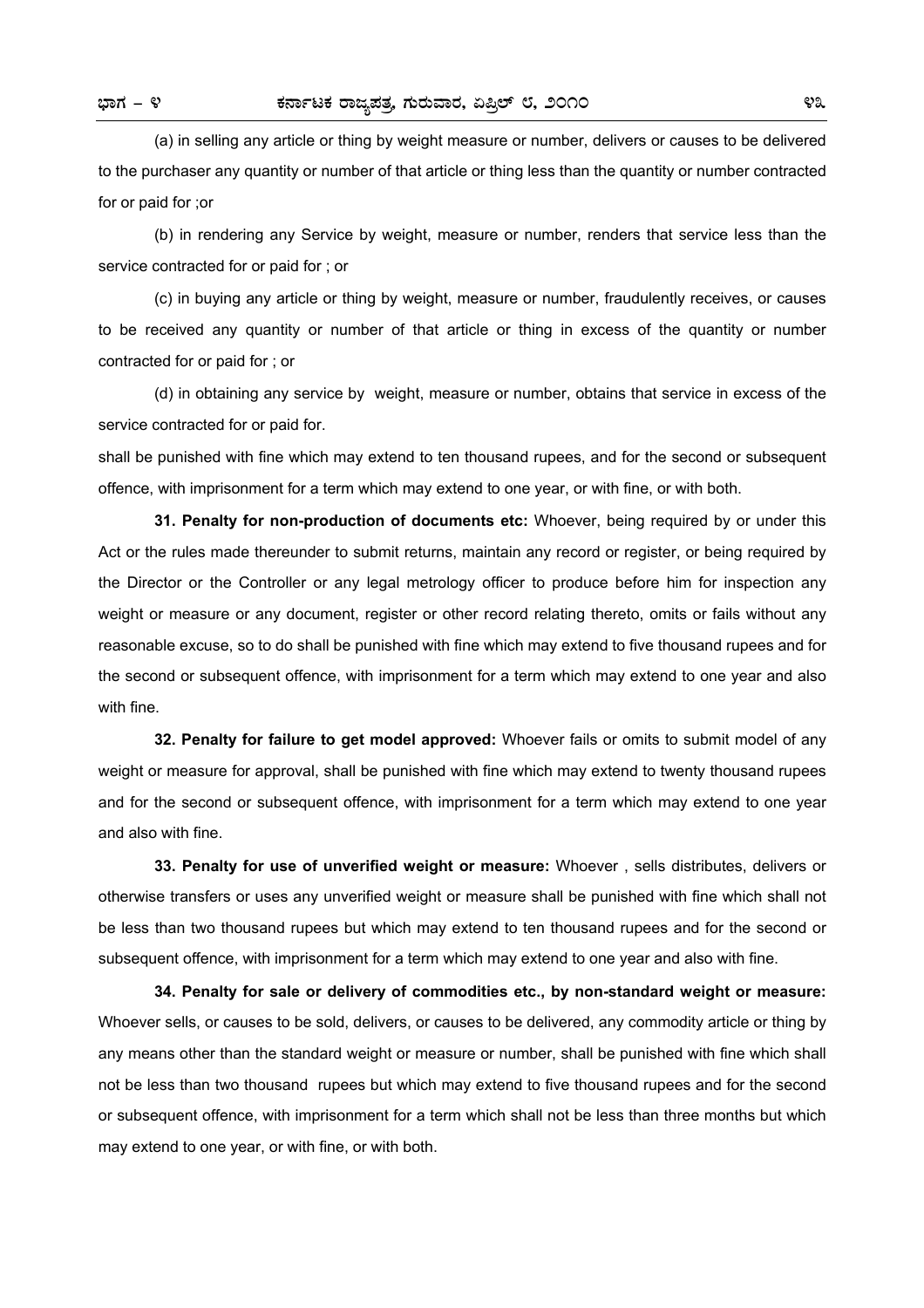(a) in selling any article or thing by weight measure or number, delivers or causes to be delivered to the purchaser any quantity or number of that article or thing less than the quantity or number contracted for or paid for ;or

(b) in rendering any Service by weight, measure or number, renders that service less than the service contracted for or paid for ; or

(c) in buying any article or thing by weight, measure or number, fraudulently receives, or causes to be received any quantity or number of that article or thing in excess of the quantity or number contracted for or paid for ; or

(d) in obtaining any service by weight, measure or number, obtains that service in excess of the service contracted for or paid for.

shall be punished with fine which may extend to ten thousand rupees, and for the second or subsequent offence, with imprisonment for a term which may extend to one year, or with fine, or with both.

**31. Penalty for non-production of documents etc:** Whoever, being required by or under this Act or the rules made thereunder to submit returns, maintain any record or register, or being required by the Director or the Controller or any legal metrology officer to produce before him for inspection any weight or measure or any document, register or other record relating thereto, omits or fails without any reasonable excuse, so to do shall be punished with fine which may extend to five thousand rupees and for the second or subsequent offence, with imprisonment for a term which may extend to one year and also with fine.

**32. Penalty for failure to get model approved:** Whoever fails or omits to submit model of any weight or measure for approval, shall be punished with fine which may extend to twenty thousand rupees and for the second or subsequent offence, with imprisonment for a term which may extend to one year and also with fine.

**33. Penalty for use of unverified weight or measure:** Whoever , sells distributes, delivers or otherwise transfers or uses any unverified weight or measure shall be punished with fine which shall not be less than two thousand rupees but which may extend to ten thousand rupees and for the second or subsequent offence, with imprisonment for a term which may extend to one year and also with fine.

**34. Penalty for sale or delivery of commodities etc., by non-standard weight or measure:** Whoever sells, or causes to be sold, delivers, or causes to be delivered, any commodity article or thing by any means other than the standard weight or measure or number, shall be punished with fine which shall not be less than two thousand rupees but which may extend to five thousand rupees and for the second or subsequent offence, with imprisonment for a term which shall not be less than three months but which may extend to one year, or with fine, or with both.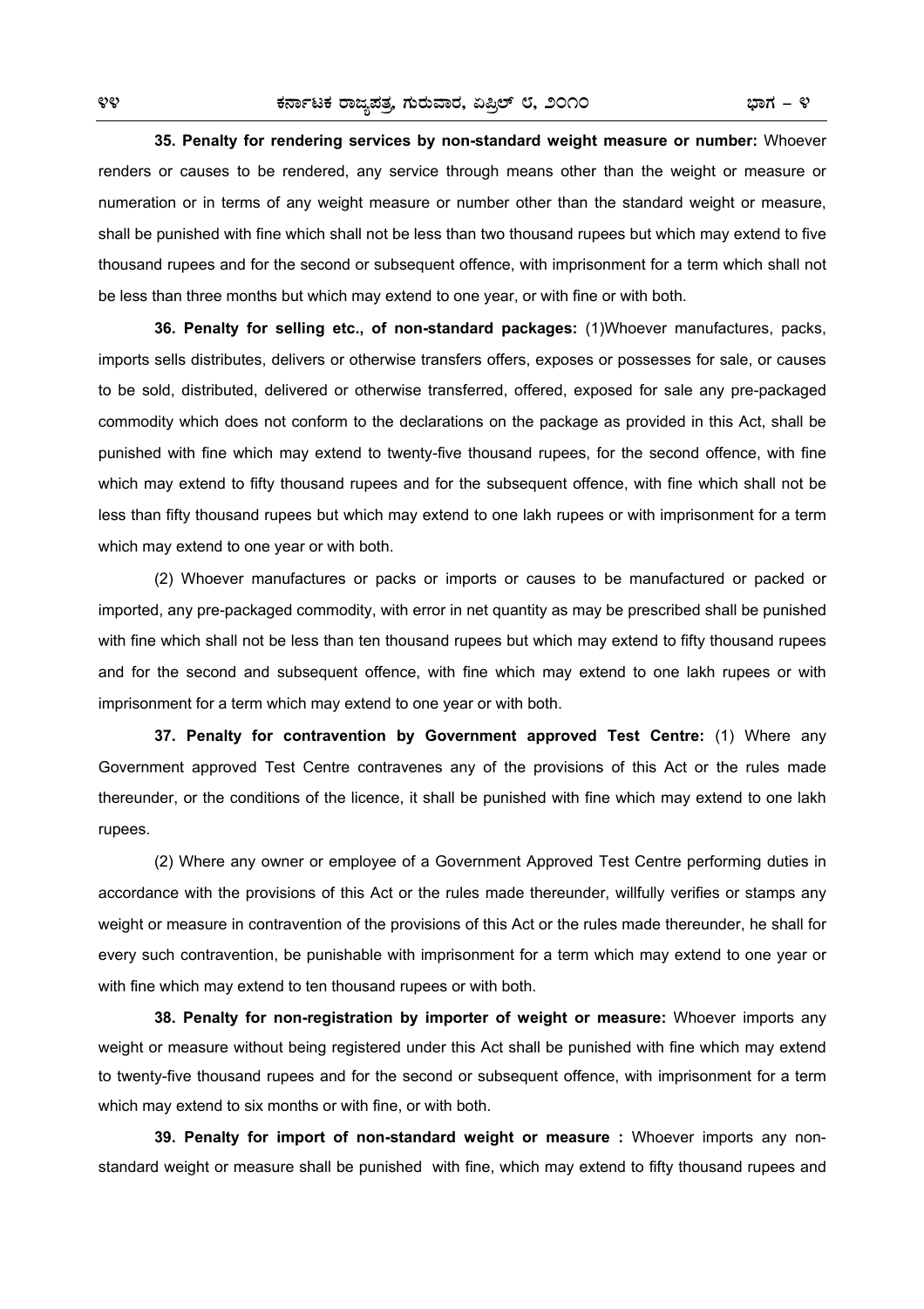**35. Penalty for rendering services by non-standard weight measure or number:** Whoever renders or causes to be rendered, any service through means other than the weight or measure or numeration or in terms of any weight measure or number other than the standard weight or measure, shall be punished with fine which shall not be less than two thousand rupees but which may extend to five thousand rupees and for the second or subsequent offence, with imprisonment for a term which shall not be less than three months but which may extend to one year, or with fine or with both.

**36. Penalty for selling etc., of non-standard packages:** (1)Whoever manufactures, packs, imports sells distributes, delivers or otherwise transfers offers, exposes or possesses for sale, or causes to be sold, distributed, delivered or otherwise transferred, offered, exposed for sale any pre-packaged commodity which does not conform to the declarations on the package as provided in this Act, shall be punished with fine which may extend to twenty-five thousand rupees, for the second offence, with fine which may extend to fifty thousand rupees and for the subsequent offence, with fine which shall not be less than fifty thousand rupees but which may extend to one lakh rupees or with imprisonment for a term which may extend to one year or with both.

(2) Whoever manufactures or packs or imports or causes to be manufactured or packed or imported, any pre-packaged commodity, with error in net quantity as may be prescribed shall be punished with fine which shall not be less than ten thousand rupees but which may extend to fifty thousand rupees and for the second and subsequent offence, with fine which may extend to one lakh rupees or with imprisonment for a term which may extend to one year or with both.

**37. Penalty for contravention by Government approved Test Centre:** (1) Where any Government approved Test Centre contravenes any of the provisions of this Act or the rules made thereunder, or the conditions of the licence, it shall be punished with fine which may extend to one lakh rupees.

(2) Where any owner or employee of a Government Approved Test Centre performing duties in accordance with the provisions of this Act or the rules made thereunder, willfully verifies or stamps any weight or measure in contravention of the provisions of this Act or the rules made thereunder, he shall for every such contravention, be punishable with imprisonment for a term which may extend to one year or with fine which may extend to ten thousand rupees or with both.

**38. Penalty for non-registration by importer of weight or measure:** Whoever imports any weight or measure without being registered under this Act shall be punished with fine which may extend to twenty-five thousand rupees and for the second or subsequent offence, with imprisonment for a term which may extend to six months or with fine, or with both.

**39. Penalty for import of non-standard weight or measure :** Whoever imports any non-standard weight or measure shall be punished with fine, which may extend to fifty thousand rupees and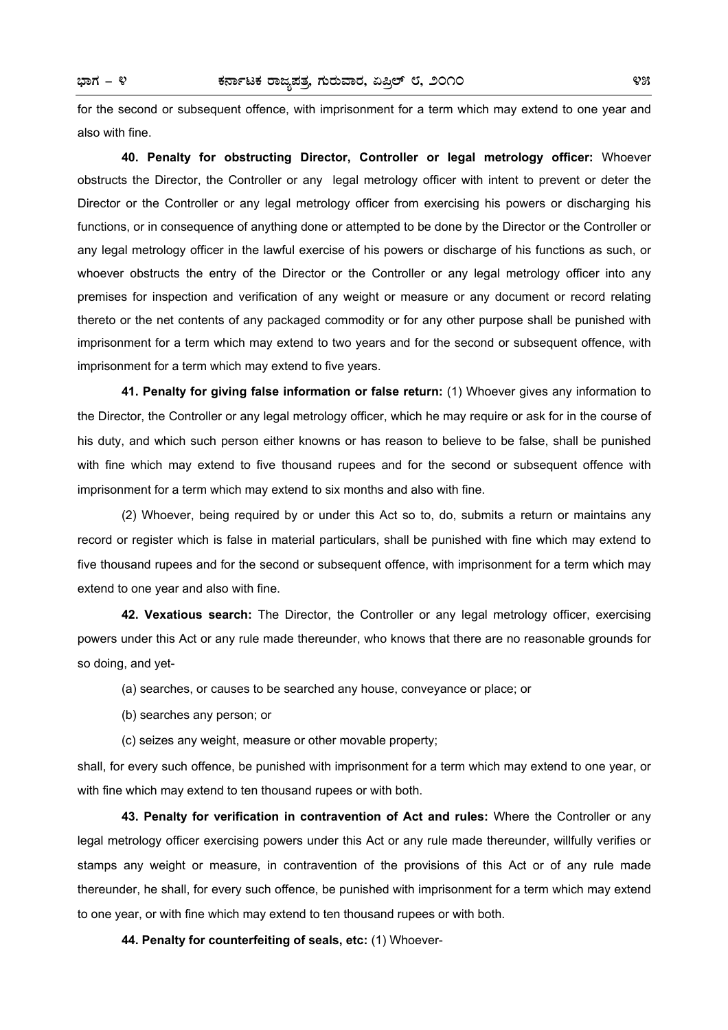for the second or subsequent offence, with imprisonment for a term which may extend to one year and also with fine.

**40. Penalty for obstructing Director, Controller or legal metrology officer:** Whoever obstructs the Director, the Controller or any legal metrology officer with intent to prevent or deter the Director or the Controller or any legal metrology officer from exercising his powers or discharging his functions, or in consequence of anything done or attempted to be done by the Director or the Controller or any legal metrology officer in the lawful exercise of his powers or discharge of his functions as such, or whoever obstructs the entry of the Director or the Controller or any legal metrology officer into any premises for inspection and verification of any weight or measure or any document or record relating thereto or the net contents of any packaged commodity or for any other purpose shall be punished with imprisonment for a term which may extend to two years and for the second or subsequent offence, with imprisonment for a term which may extend to five years.

**41. Penalty for giving false information or false return:** (1) Whoever gives any information to the Director, the Controller or any legal metrology officer, which he may require or ask for in the course of his duty, and which such person either knowns or has reason to believe to be false, shall be punished with fine which may extend to five thousand rupees and for the second or subsequent offence with imprisonment for a term which may extend to six months and also with fine.

(2) Whoever, being required by or under this Act so to, do, submits a return or maintains any record or register which is false in material particulars, shall be punished with fine which may extend to five thousand rupees and for the second or subsequent offence, with imprisonment for a term which may extend to one year and also with fine.

**42. Vexatious search:** The Director, the Controller or any legal metrology officer, exercising powers under this Act or any rule made thereunder, who knows that there are no reasonable grounds for so doing, and yet-

(a) searches, or causes to be searched any house, conveyance or place; or

(b) searches any person; or

(c) seizes any weight, measure or other movable property;

shall, for every such offence, be punished with imprisonment for a term which may extend to one year, or with fine which may extend to ten thousand rupees or with both.

**43. Penalty for verification in contravention of Act and rules:** Where the Controller or any legal metrology officer exercising powers under this Act or any rule made thereunder, willfully verifies or stamps any weight or measure, in contravention of the provisions of this Act or of any rule made thereunder, he shall, for every such offence, be punished with imprisonment for a term which may extend to one year, or with fine which may extend to ten thousand rupees or with both.

**44. Penalty for counterfeiting of seals, etc:** (1) Whoever-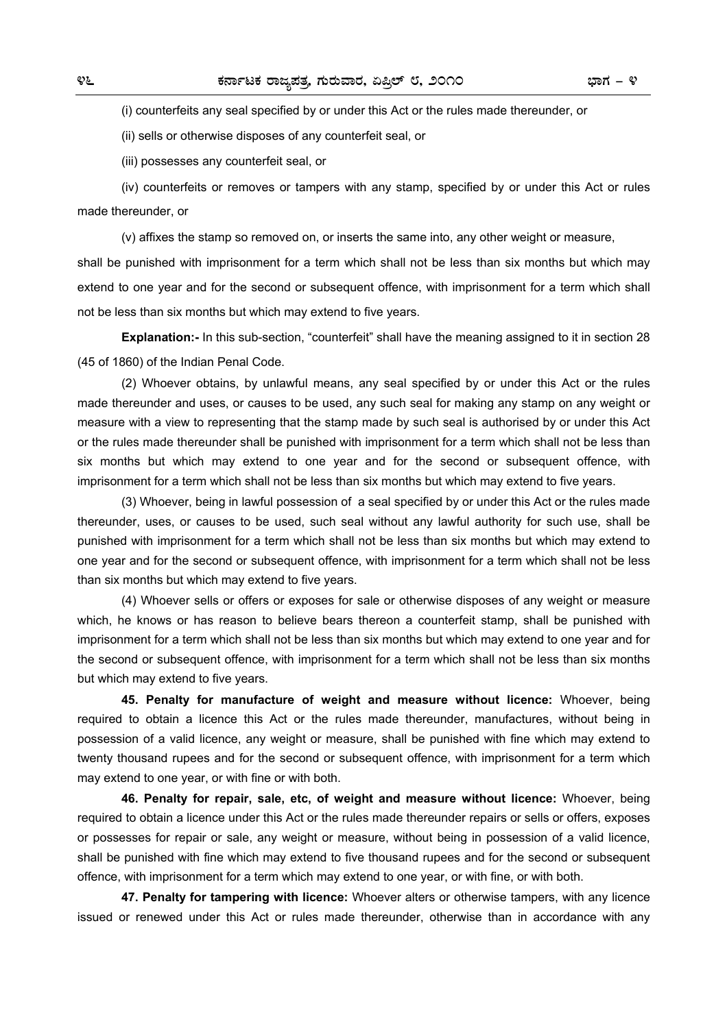(i) counterfeits any seal specified by or under this Act or the rules made thereunder, or

(ii) sells or otherwise disposes of any counterfeit seal, or

(iii) possesses any counterfeit seal, or

(iv) counterfeits or removes or tampers with any stamp, specified by or under this Act or rules made thereunder, or

(v) affixes the stamp so removed on, or inserts the same into, any other weight or measure,

shall be punished with imprisonment for a term which shall not be less than six months but which may extend to one year and for the second or subsequent offence, with imprisonment for a term which shall not be less than six months but which may extend to five years.

**Explanation:-** In this sub-section, "counterfeit" shall have the meaning assigned to it in section 28 (45 of 1860) of the Indian Penal Code.

(2) Whoever obtains, by unlawful means, any seal specified by or under this Act or the rules made thereunder and uses, or causes to be used, any such seal for making any stamp on any weight or measure with a view to representing that the stamp made by such seal is authorised by or under this Act or the rules made thereunder shall be punished with imprisonment for a term which shall not be less than six months but which may extend to one year and for the second or subsequent offence, with imprisonment for a term which shall not be less than six months but which may extend to five years.

(3) Whoever, being in lawful possession of a seal specified by or under this Act or the rules made thereunder, uses, or causes to be used, such seal without any lawful authority for such use, shall be punished with imprisonment for a term which shall not be less than six months but which may extend to one year and for the second or subsequent offence, with imprisonment for a term which shall not be less than six months but which may extend to five years.

(4) Whoever sells or offers or exposes for sale or otherwise disposes of any weight or measure which, he knows or has reason to believe bears thereon a counterfeit stamp, shall be punished with imprisonment for a term which shall not be less than six months but which may extend to one year and for the second or subsequent offence, with imprisonment for a term which shall not be less than six months but which may extend to five years.

**45. Penalty for manufacture of weight and measure without licence:** Whoever, being required to obtain a licence this Act or the rules made thereunder, manufactures, without being in possession of a valid licence, any weight or measure, shall be punished with fine which may extend to twenty thousand rupees and for the second or subsequent offence, with imprisonment for a term which may extend to one year, or with fine or with both.

**46. Penalty for repair, sale, etc, of weight and measure without licence:** Whoever, being required to obtain a licence under this Act or the rules made thereunder repairs or sells or offers, exposes or possesses for repair or sale, any weight or measure, without being in possession of a valid licence, shall be punished with fine which may extend to five thousand rupees and for the second or subsequent offence, with imprisonment for a term which may extend to one year, or with fine, or with both.

**47. Penalty for tampering with licence:** Whoever alters or otherwise tampers, with any licence issued or renewed under this Act or rules made thereunder, otherwise than in accordance with any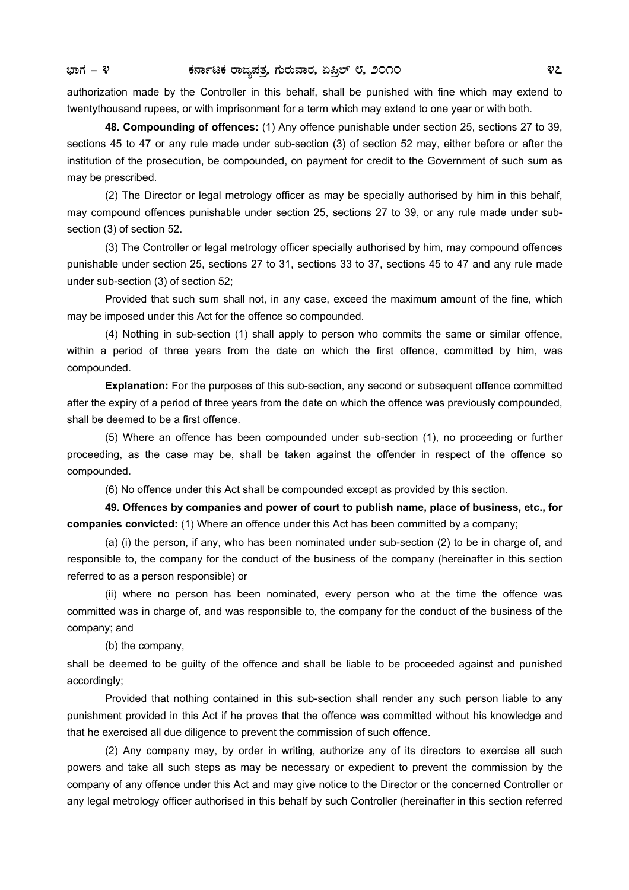authorization made by the Controller in this behalf, shall be punished with fine which may extend to twentythousand rupees, or with imprisonment for a term which may extend to one year or with both.

**48. Compounding of offences:** (1) Any offence punishable under section 25, sections 27 to 39, sections 45 to 47 or any rule made under sub-section (3) of section 52 may, either before or after the institution of the prosecution, be compounded, on payment for credit to the Government of such sum as may be prescribed.

(2) The Director or legal metrology officer as may be specially authorised by him in this behalf, may compound offences punishable under section 25, sections 27 to 39, or any rule made under sub-section (3) of section 52.

(3) The Controller or legal metrology officer specially authorised by him, may compound offences punishable under section 25, sections 27 to 31, sections 33 to 37, sections 45 to 47 and any rule made under sub-section (3) of section 52;

Provided that such sum shall not, in any case, exceed the maximum amount of the fine, which may be imposed under this Act for the offence so compounded.

(4) Nothing in sub-section (1) shall apply to person who commits the same or similar offence, within a period of three years from the date on which the first offence, committed by him, was compounded.

**Explanation:** For the purposes of this sub-section, any second or subsequent offence committed after the expiry of a period of three years from the date on which the offence was previously compounded, shall be deemed to be a first offence.

(5) Where an offence has been compounded under sub-section (1), no proceeding or further proceeding, as the case may be, shall be taken against the offender in respect of the offence so compounded.

(6) No offence under this Act shall be compounded except as provided by this section.

**49. Offences by companies and power of court to publish name, place of business, etc., for companies convicted:** (1) Where an offence under this Act has been committed by a company;

(a) (i) the person, if any, who has been nominated under sub-section (2) to be in charge of, and responsible to, the company for the conduct of the business of the company (hereinafter in this section referred to as a person responsible) or

(ii) where no person has been nominated, every person who at the time the offence was committed was in charge of, and was responsible to, the company for the conduct of the business of the company; and

(b) the company,

shall be deemed to be guilty of the offence and shall be liable to be proceeded against and punished accordingly;

Provided that nothing contained in this sub-section shall render any such person liable to any punishment provided in this Act if he proves that the offence was committed without his knowledge and that he exercised all due diligence to prevent the commission of such offence.

(2) Any company may, by order in writing, authorize any of its directors to exercise all such powers and take all such steps as may be necessary or expedient to prevent the commission by the company of any offence under this Act and may give notice to the Director or the concerned Controller or any legal metrology officer authorised in this behalf by such Controller (hereinafter in this section referred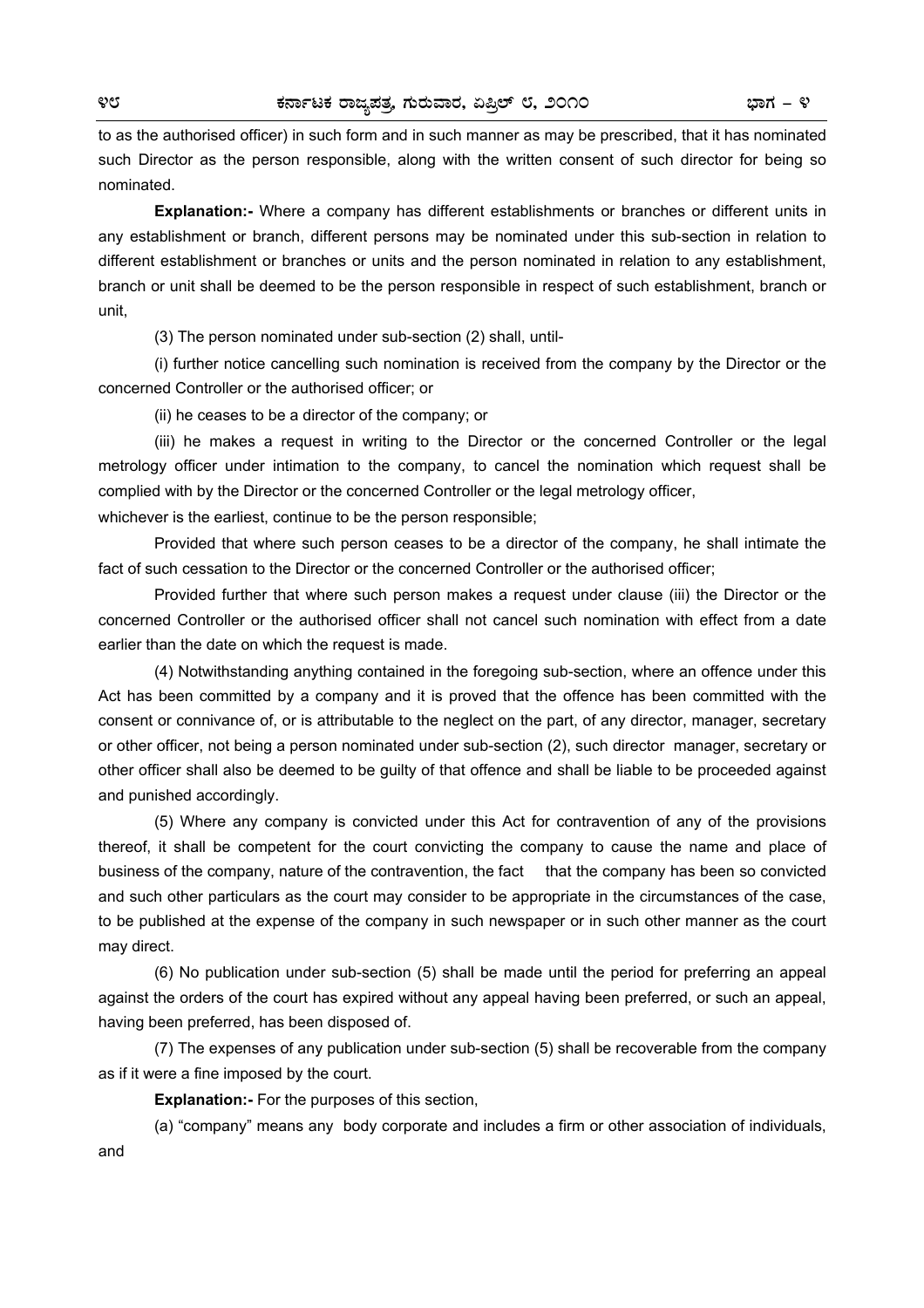to as the authorised officer) in such form and in such manner as may be prescribed, that it has nominated such Director as the person responsible, along with the written consent of such director for being so nominated.

**Explanation:-** Where a company has different establishments or branches or different units in any establishment or branch, different persons may be nominated under this sub-section in relation to different establishment or branches or units and the person nominated in relation to any establishment, branch or unit shall be deemed to be the person responsible in respect of such establishment, branch or unit,

(3) The person nominated under sub-section (2) shall, until-

(i) further notice cancelling such nomination is received from the company by the Director or the concerned Controller or the authorised officer; or

(ii) he ceases to be a director of the company; or

(iii) he makes a request in writing to the Director or the concerned Controller or the legal metrology officer under intimation to the company, to cancel the nomination which request shall be complied with by the Director or the concerned Controller or the legal metrology officer,

whichever is the earliest, continue to be the person responsible;

Provided that where such person ceases to be a director of the company, he shall intimate the fact of such cessation to the Director or the concerned Controller or the authorised officer;

Provided further that where such person makes a request under clause (iii) the Director or the concerned Controller or the authorised officer shall not cancel such nomination with effect from a date earlier than the date on which the request is made.

(4) Notwithstanding anything contained in the foregoing sub-section, where an offence under this Act has been committed by a company and it is proved that the offence has been committed with the consent or connivance of, or is attributable to the neglect on the part, of any director, manager, secretary or other officer, not being a person nominated under sub-section (2), such director manager, secretary or other officer shall also be deemed to be guilty of that offence and shall be liable to be proceeded against and punished accordingly.

(5) Where any company is convicted under this Act for contravention of any of the provisions thereof, it shall be competent for the court convicting the company to cause the name and place of business of the company, nature of the contravention, the fact that the company has been so convicted and such other particulars as the court may consider to be appropriate in the circumstances of the case, to be published at the expense of the company in such newspaper or in such other manner as the court may direct.

(6) No publication under sub-section (5) shall be made until the period for preferring an appeal against the orders of the court has expired without any appeal having been preferred, or such an appeal, having been preferred, has been disposed of.

(7) The expenses of any publication under sub-section (5) shall be recoverable from the company as if it were a fine imposed by the court.

**Explanation:-** For the purposes of this section,

(a) "company" means any body corporate and includes a firm or other association of individuals, and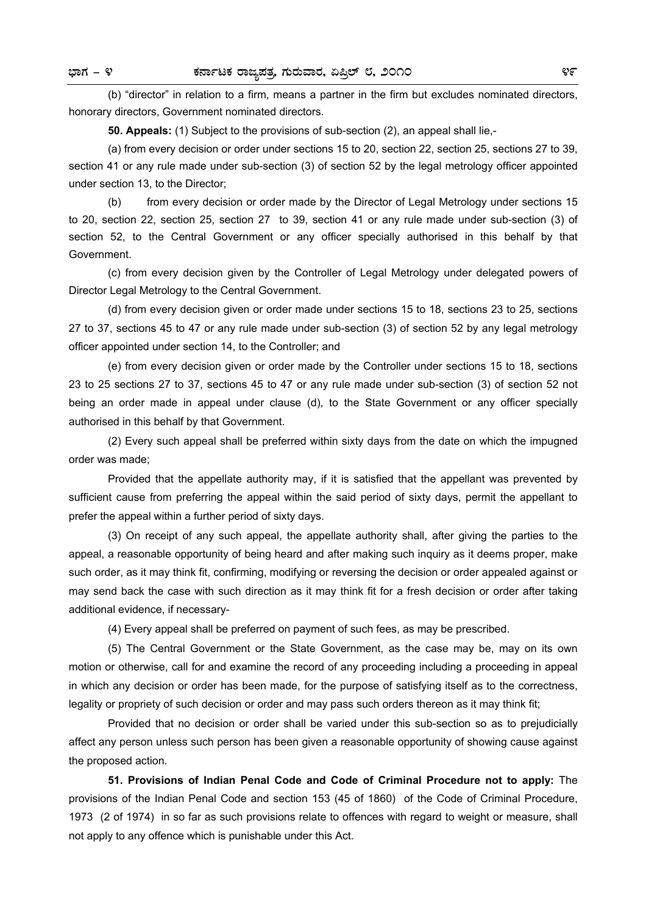(b) "director" in relation to a firm, means a partner in the firm but excludes nominated directors, honorary directors, Government nominated directors.

**50. Appeals:** (1) Subject to the provisions of sub-section (2), an appeal shall lie,-

(a) from every decision or order under sections 15 to 20, section 22, section 25, sections 27 to 39, section 41 or any rule made under sub-section (3) of section 52 by the legal metrology officer appointed under section 13, to the Director;

(b) from every decision or order made by the Director of Legal Metrology under sections 15 to 20, section 22, section 25, section 27 to 39, section 41 or any rule made under sub-section (3) of section 52, to the Central Government or any officer specially authorised in this behalf by that Government.

(c) from every decision given by the Controller of Legal Metrology under delegated powers of Director Legal Metrology to the Central Government.

(d) from every decision given or order made under sections 15 to 18, sections 23 to 25, sections 27 to 37, sections 45 to 47 or any rule made under sub-section (3) of section 52 by any legal metrology officer appointed under section 14, to the Controller; and

(e) from every decision given or order made by the Controller under sections 15 to 18, sections 23 to 25 sections 27 to 37, sections 45 to 47 or any rule made under sub-section (3) of section 52 not being an order made in appeal under clause (d), to the State Government or any officer specially authorised in this behalf by that Government.

(2) Every such appeal shall be preferred within sixty days from the date on which the impugned order was made;

Provided that the appellate authority may, if it is satisfied that the appellant was prevented by sufficient cause from preferring the appeal within the said period of sixty days, permit the appellant to prefer the appeal within a further period of sixty days.

(3) On receipt of any such appeal, the appellate authority shall, after giving the parties to the appeal, a reasonable opportunity of being heard and after making such inquiry as it deems proper, make such order, as it may think fit, confirming, modifying or reversing the decision or order appealed against or may send back the case with such direction as it may think fit for a fresh decision or order after taking additional evidence, if necessary-

(4) Every appeal shall be preferred on payment of such fees, as may be prescribed.

(5) The Central Government or the State Government, as the case may be, may on its own motion or otherwise, call for and examine the record of any proceeding including a proceeding in appeal in which any decision or order has been made, for the purpose of satisfying itself as to the correctness, legality or propriety of such decision or order and may pass such orders thereon as it may think fit;

Provided that no decision or order shall be varied under this sub-section so as to prejudicially affect any person unless such person has been given a reasonable opportunity of showing cause against the proposed action.

**51. Provisions of Indian Penal Code and Code of Criminal Procedure not to apply:** The provisions of the Indian Penal Code and section 153 (45 of 1860) of the Code of Criminal Procedure, 1973 (2 of 1974) in so far as such provisions relate to offences with regard to weight or measure, shall not apply to any offence which is punishable under this Act.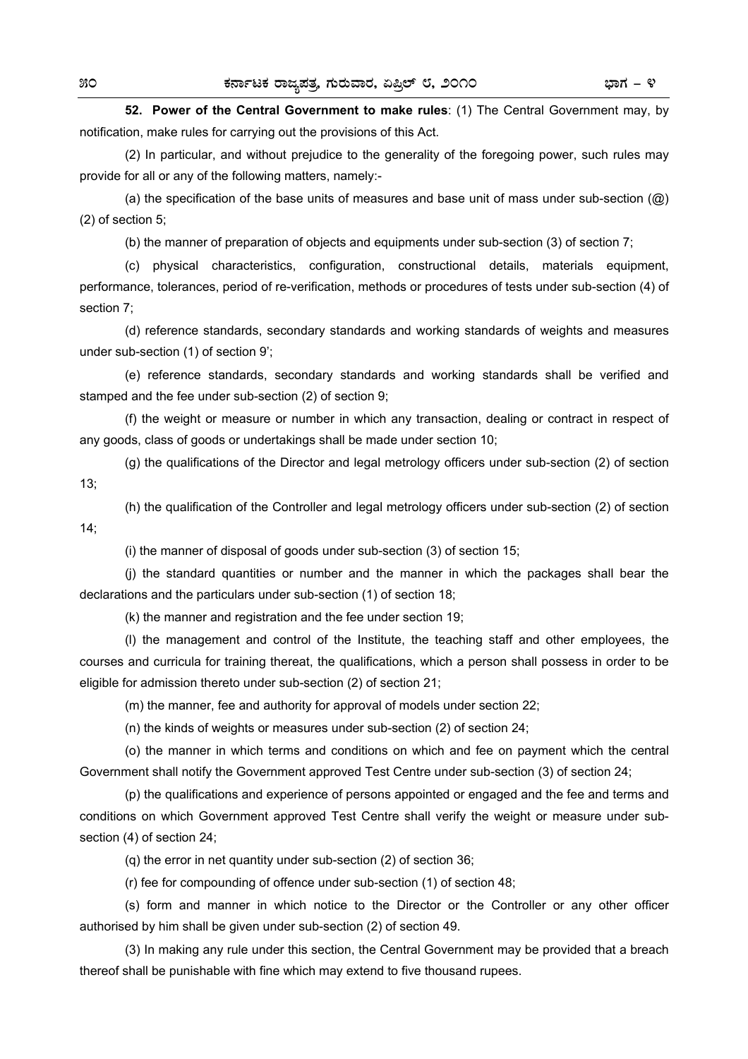**52. Power of the Central Government to make rules**: (1) The Central Government may, by notification, make rules for carrying out the provisions of this Act.

(2) In particular, and without prejudice to the generality of the foregoing power, such rules may provide for all or any of the following matters, namely:-

(a) the specification of the base units of measures and base unit of mass under sub-section (@) (2) of section 5;

(b) the manner of preparation of objects and equipments under sub-section (3) of section 7;

(c) physical characteristics, configuration, constructional details, materials equipment, performance, tolerances, period of re-verification, methods or procedures of tests under sub-section (4) of section 7;

(d) reference standards, secondary standards and working standards of weights and measures under sub-section (1) of section 9';

(e) reference standards, secondary standards and working standards shall be verified and stamped and the fee under sub-section (2) of section 9;

(f) the weight or measure or number in which any transaction, dealing or contract in respect of any goods, class of goods or undertakings shall be made under section 10;

(g) the qualifications of the Director and legal metrology officers under sub-section (2) of section 13;

(h) the qualification of the Controller and legal metrology officers under sub-section (2) of section 14;

(i) the manner of disposal of goods under sub-section (3) of section 15;

(j) the standard quantities or number and the manner in which the packages shall bear the declarations and the particulars under sub-section (1) of section 18;

(k) the manner and registration and the fee under section 19;

(l) the management and control of the Institute, the teaching staff and other employees, the courses and curricula for training thereat, the qualifications, which a person shall possess in order to be eligible for admission thereto under sub-section (2) of section 21;

(m) the manner, fee and authority for approval of models under section 22;

(n) the kinds of weights or measures under sub-section (2) of section 24;

(o) the manner in which terms and conditions on which and fee on payment which the central Government shall notify the Government approved Test Centre under sub-section (3) of section 24;

(p) the qualifications and experience of persons appointed or engaged and the fee and terms and conditions on which Government approved Test Centre shall verify the weight or measure under sub-section (4) of section 24;

(q) the error in net quantity under sub-section (2) of section 36;

(r) fee for compounding of offence under sub-section (1) of section 48;

(s) form and manner in which notice to the Director or the Controller or any other officer authorised by him shall be given under sub-section (2) of section 49.

(3) In making any rule under this section, the Central Government may be provided that a breach thereof shall be punishable with fine which may extend to five thousand rupees.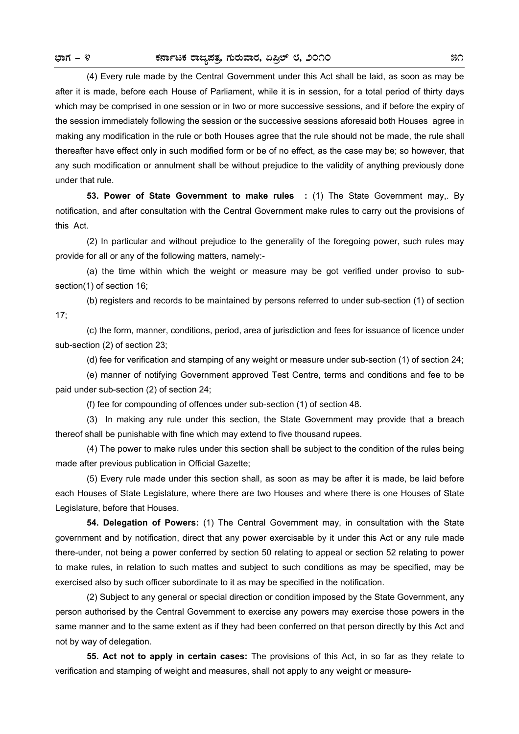(4) Every rule made by the Central Government under this Act shall be laid, as soon as may be after it is made, before each House of Parliament, while it is in session, for a total period of thirty days which may be comprised in one session or in two or more successive sessions, and if before the expiry of the session immediately following the session or the successive sessions aforesaid both Houses agree in making any modification in the rule or both Houses agree that the rule should not be made, the rule shall thereafter have effect only in such modified form or be of no effect, as the case may be; so however, that any such modification or annulment shall be without prejudice to the validity of anything previously done under that rule.

**53. Power of State Government to make rules :** (1) The State Government may,. By notification, and after consultation with the Central Government make rules to carry out the provisions of this Act.

(2) In particular and without prejudice to the generality of the foregoing power, such rules may provide for all or any of the following matters, namely:-

(a) the time within which the weight or measure may be got verified under proviso to sub-section(1) of section 16;

(b) registers and records to be maintained by persons referred to under sub-section (1) of section 17;

(c) the form, manner, conditions, period, area of jurisdiction and fees for issuance of licence under sub-section (2) of section 23;

(d) fee for verification and stamping of any weight or measure under sub-section (1) of section 24;

(e) manner of notifying Government approved Test Centre, terms and conditions and fee to be paid under sub-section (2) of section 24;

(f) fee for compounding of offences under sub-section (1) of section 48.

(3) In making any rule under this section, the State Government may provide that a breach thereof shall be punishable with fine which may extend to five thousand rupees.

(4) The power to make rules under this section shall be subject to the condition of the rules being made after previous publication in Official Gazette;

(5) Every rule made under this section shall, as soon as may be after it is made, be laid before each Houses of State Legislature, where there are two Houses and where there is one Houses of State Legislature, before that Houses.

**54. Delegation of Powers:** (1) The Central Government may, in consultation with the State government and by notification, direct that any power exercisable by it under this Act or any rule made there-under, not being a power conferred by section 50 relating to appeal or section 52 relating to power to make rules, in relation to such mattes and subject to such conditions as may be specified, may be exercised also by such officer subordinate to it as may be specified in the notification.

(2) Subject to any general or special direction or condition imposed by the State Government, any person authorised by the Central Government to exercise any powers may exercise those powers in the same manner and to the same extent as if they had been conferred on that person directly by this Act and not by way of delegation.

**55. Act not to apply in certain cases:** The provisions of this Act, in so far as they relate to verification and stamping of weight and measures, shall not apply to any weight or measure-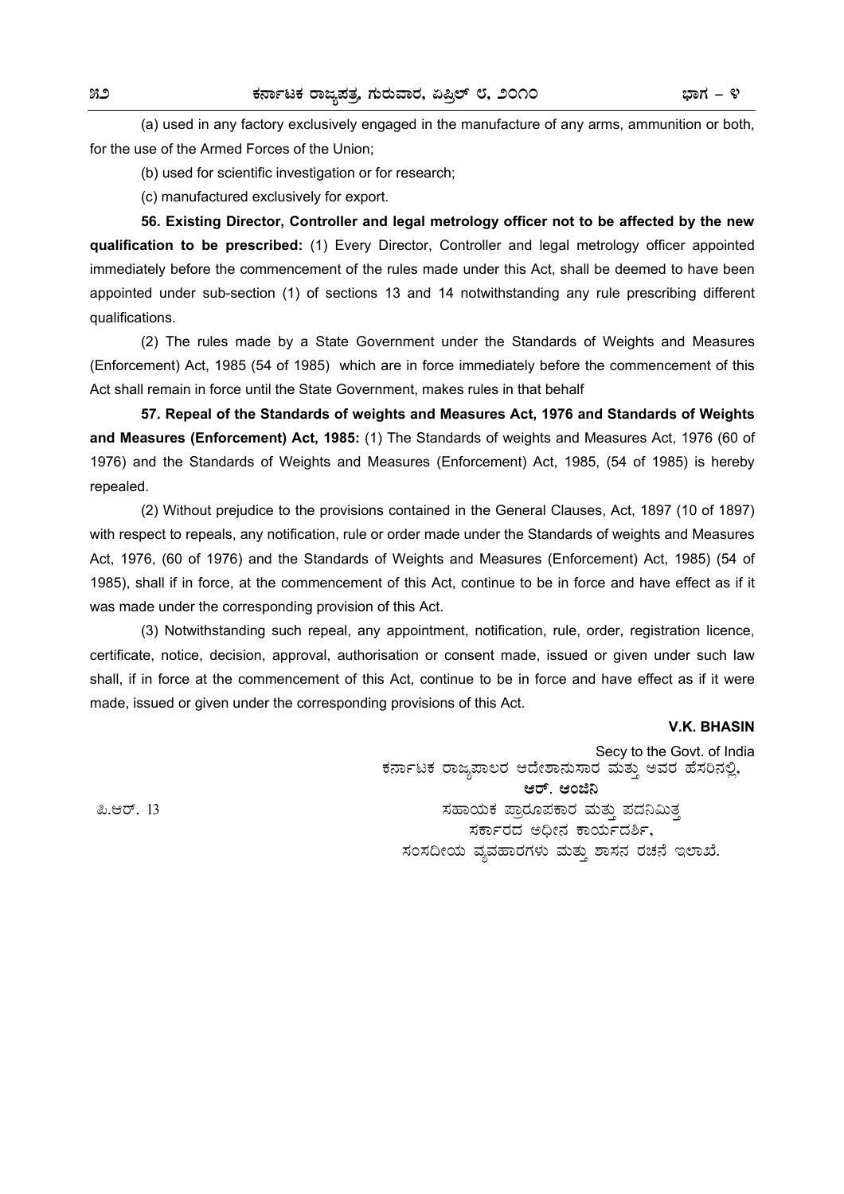(a) used in any factory exclusively engaged in the manufacture of any arms, ammunition or both, for the use of the Armed Forces of the Union;

(b) used for scientific investigation or for research;

(c) manufactured exclusively for export.

**56. Existing Director, Controller and legal metrology officer not to be affected by the new qualification to be prescribed:** (1) Every Director, Controller and legal metrology officer appointed immediately before the commencement of the rules made under this Act, shall be deemed to have been appointed under sub-section (1) of sections 13 and 14 notwithstanding any rule prescribing different qualifications.

(2) The rules made by a State Government under the Standards of Weights and Measures (Enforcement) Act, 1985 (54 of 1985) which are in force immediately before the commencement of this Act shall remain in force until the State Government, makes rules in that behalf

**57. Repeal of the Standards of weights and Measures Act, 1976 and Standards of Weights and Measures (Enforcement) Act, 1985:** (1) The Standards of weights and Measures Act, 1976 (60 of 1976) and the Standards of Weights and Measures (Enforcement) Act, 1985, (54 of 1985) is hereby repealed.

(2) Without prejudice to the provisions contained in the General Clauses, Act, 1897 (10 of 1897) with respect to repeals, any notification, rule or order made under the Standards of weights and Measures Act, 1976, (60 of 1976) and the Standards of Weights and Measures (Enforcement) Act, 1985) (54 of 1985), shall if in force, at the commencement of this Act, continue to be in force and have effect as if it was made under the corresponding provision of this Act.

(3) Notwithstanding such repeal, any appointment, notification, rule, order, registration licence, certificate, notice, decision, approval, authorisation or consent made, issued or given under such law shall, if in force at the commencement of this Act, continue to be in force and have effect as if it were made, issued or given under the corresponding provisions of this Act.

**V.K. BHASIN**

Secy to the Govt. of India

ಕರ್ನಾಟಕ ರಾಜ್ಯಪಾಲರ ಆದೇಶಾನುಸಾರ ಮತ್ತು ಅವರ ಹೆಸರಿನಲ್ಲಿ,

**ಆರ್. ಆಂಜಿನಿ**

ಸಹಾಯಕ ಪ್ರಾರೂಪಕಾರ ಮತ್ತು ಪದನಿಮಿತ್ತ

ಸರ್ಕಾರದ ಅಧೀನ ಕಾರ್ಯದರ್ಶಿ,

ಸಂಸದೀಯ ವ್ಯವಹಾರಗಳು ಮತ್ತು ಶಾಸನ ರಚನೆ ಇಲಾಖೆ.

ಪಿ.ಆರ್. 13